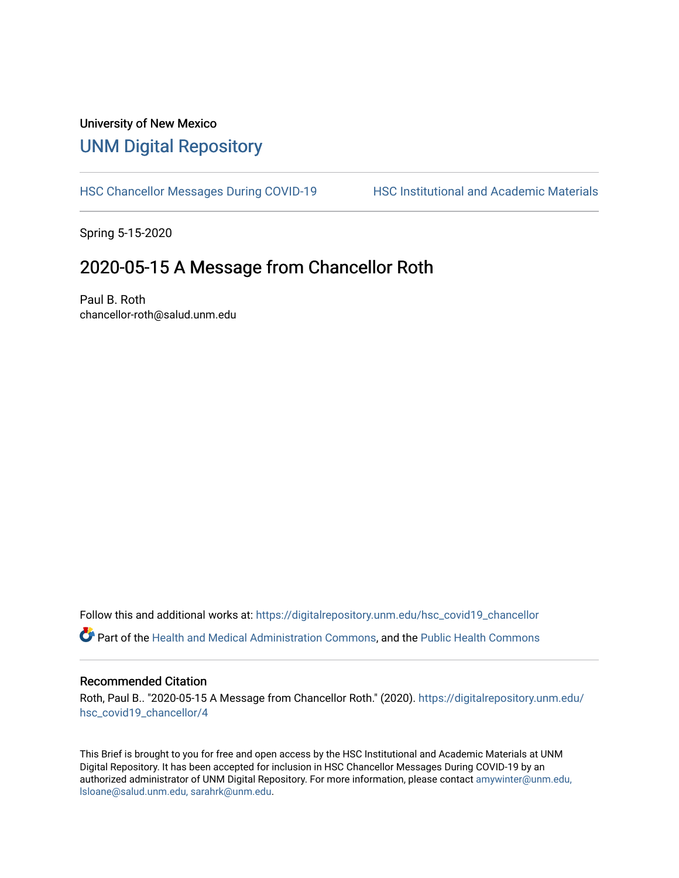University of New Mexico

## UNM Digital Repository

HSC Chancellor Messages During COVID-19 | HSC Institutional and Academic Materials

Spring 5-15-2020

# 2020-05-15 A Message from Chancellor Roth

Paul B. Roth
chancellor-roth@salud.unm.edu

Follow this and additional works at: https://digitalrepository.unm.edu/hsc_covid19_chancellor

Part of the Health and Medical Administration Commons, and the Public Health Commons

### Recommended Citation

Roth, Paul B.. "2020-05-15 A Message from Chancellor Roth." (2020). https://digitalrepository.unm.edu/hsc_covid19_chancellor/4

This Brief is brought to you for free and open access by the HSC Institutional and Academic Materials at UNM Digital Repository. It has been accepted for inclusion in HSC Chancellor Messages During COVID-19 by an authorized administrator of UNM Digital Repository. For more information, please contact amywinter@unm.edu, lsloane@salud.unm.edu, sarahrk@unm.edu.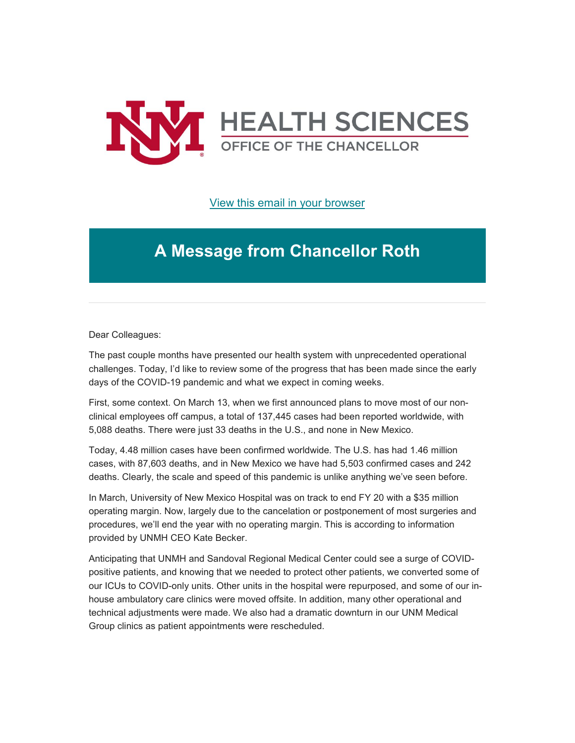# HEALTH SCIENCES

OFFICE OF THE CHANCELLOR

View this email in your browser

## A Message from Chancellor Roth

Dear Colleagues:

The past couple months have presented our health system with unprecedented operational challenges. Today, I'd like to review some of the progress that has been made since the early days of the COVID-19 pandemic and what we expect in coming weeks.

First, some context. On March 13, when we first announced plans to move most of our non-clinical employees off campus, a total of 137,445 cases had been reported worldwide, with 5,088 deaths. There were just 33 deaths in the U.S., and none in New Mexico.

Today, 4.48 million cases have been confirmed worldwide. The U.S. has had 1.46 million cases, with 87,603 deaths, and in New Mexico we have had 5,503 confirmed cases and 242 deaths. Clearly, the scale and speed of this pandemic is unlike anything we've seen before.

In March, University of New Mexico Hospital was on track to end FY 20 with a $35 million operating margin. Now, largely due to the cancelation or postponement of most surgeries and procedures, we'll end the year with no operating margin. This is according to information provided by UNMH CEO Kate Becker.

Anticipating that UNMH and Sandoval Regional Medical Center could see a surge of COVID-positive patients, and knowing that we needed to protect other patients, we converted some of our ICUs to COVID-only units. Other units in the hospital were repurposed, and some of our in-house ambulatory care clinics were moved offsite. In addition, many other operational and technical adjustments were made. We also had a dramatic downturn in our UNM Medical Group clinics as patient appointments were rescheduled.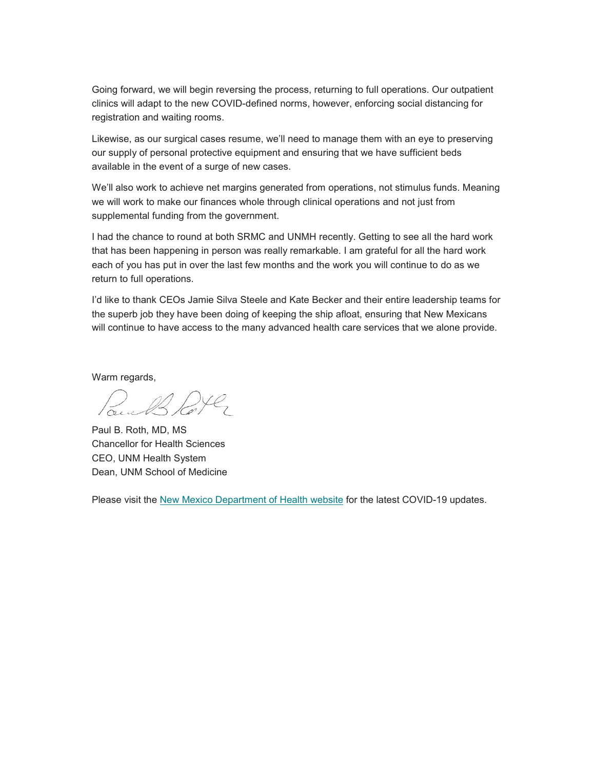Going forward, we will begin reversing the process, returning to full operations. Our outpatient clinics will adapt to the new COVID-defined norms, however, enforcing social distancing for registration and waiting rooms.

Likewise, as our surgical cases resume, we'll need to manage them with an eye to preserving our supply of personal protective equipment and ensuring that we have sufficient beds available in the event of a surge of new cases.

We'll also work to achieve net margins generated from operations, not stimulus funds. Meaning we will work to make our finances whole through clinical operations and not just from supplemental funding from the government.

I had the chance to round at both SRMC and UNMH recently. Getting to see all the hard work that has been happening in person was really remarkable. I am grateful for all the hard work each of you has put in over the last few months and the work you will continue to do as we return to full operations.

I'd like to thank CEOs Jamie Silva Steele and Kate Becker and their entire leadership teams for the superb job they have been doing of keeping the ship afloat, ensuring that New Mexicans will continue to have access to the many advanced health care services that we alone provide.

Warm regards,

Paul B. Roth, MD, MS
Chancellor for Health Sciences
CEO, UNM Health System
Dean, UNM School of Medicine

Please visit the [New Mexico Department of Health website] for the latest COVID-19 updates.